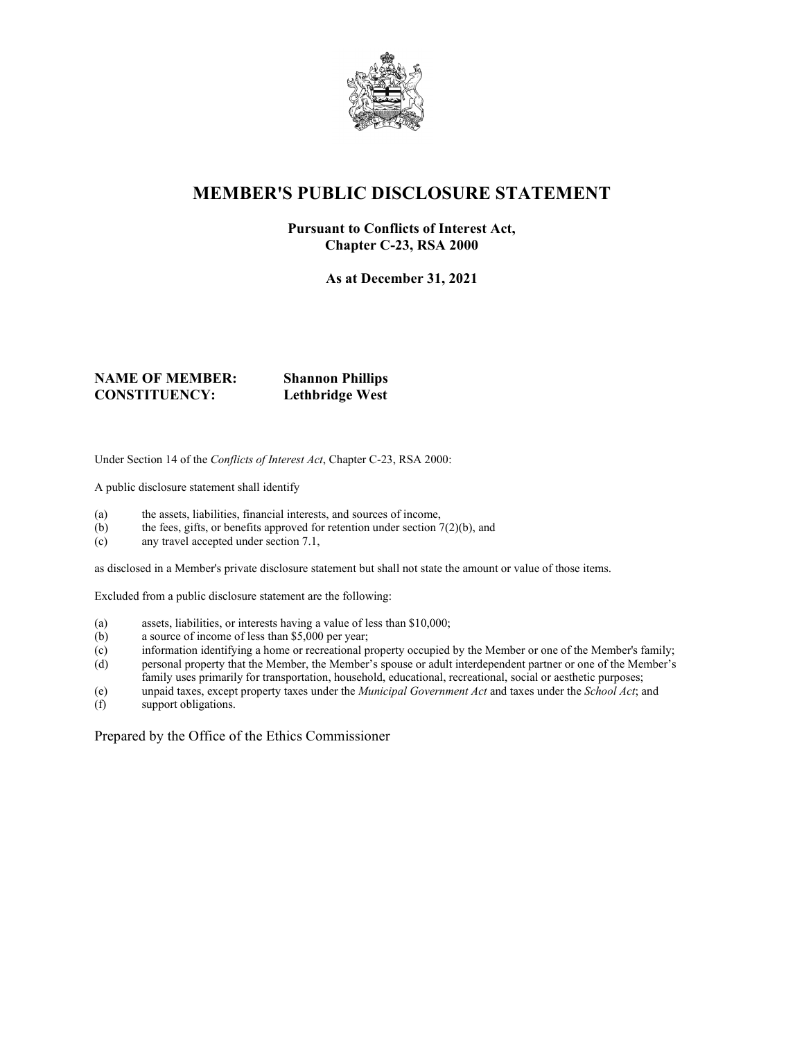# MEMBER'S PUBLIC DISCLOSURE STATEMENT

**Pursuant to Conflicts of Interest Act,**
**Chapter C-23, RSA 2000**

**As at December 31, 2021**

**NAME OF MEMBER:** **Shannon Phillips**
**CONSTITUENCY:** **Lethbridge West**

Under Section 14 of the *Conflicts of Interest Act*, Chapter C-23, RSA 2000:

A public disclosure statement shall identify

(a) the assets, liabilities, financial interests, and sources of income,
(b) the fees, gifts, or benefits approved for retention under section 7(2)(b), and
(c) any travel accepted under section 7.1,

as disclosed in a Member's private disclosure statement but shall not state the amount or value of those items.

Excluded from a public disclosure statement are the following:

(a) assets, liabilities, or interests having a value of less than $10,000;
(b) a source of income of less than $5,000 per year;
(c) information identifying a home or recreational property occupied by the Member or one of the Member's family;
(d) personal property that the Member, the Member's spouse or adult interdependent partner or one of the Member's family uses primarily for transportation, household, educational, recreational, social or aesthetic purposes;
(e) unpaid taxes, except property taxes under the *Municipal Government Act* and taxes under the *School Act*; and
(f) support obligations.

Prepared by the Office of the Ethics Commissioner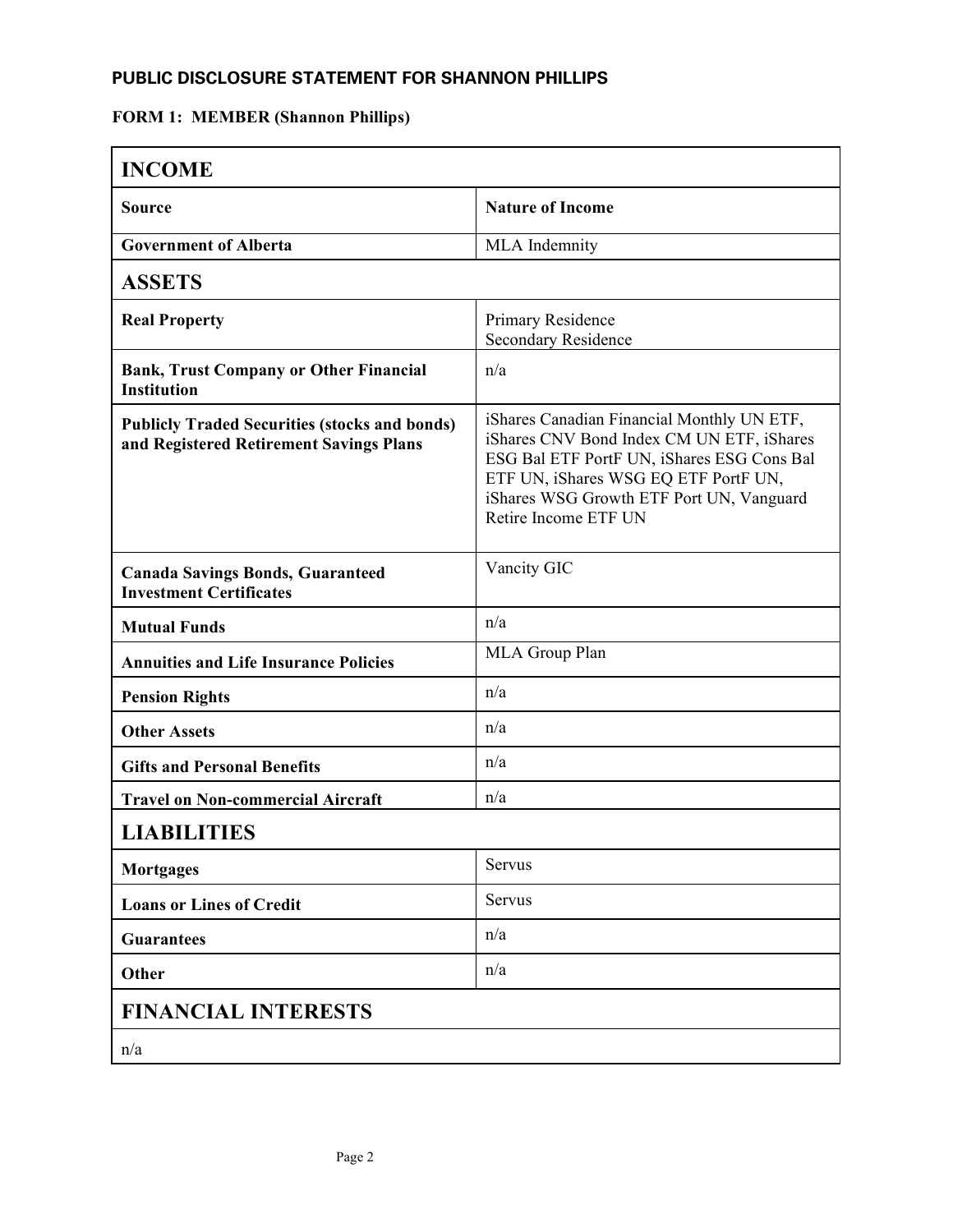## PUBLIC DISCLOSURE STATEMENT FOR SHANNON PHILLIPS

**FORM 1: MEMBER (Shannon Phillips)**

| **INCOME** | |
|---|---|
| **Source** | **Nature of Income** |
| **Government of Alberta** | MLA Indemnity |
| **ASSETS** | |
| **Real Property** | Primary Residence<br>Secondary Residence |
| **Bank, Trust Company or Other Financial Institution** | n/a |
| **Publicly Traded Securities (stocks and bonds) and Registered Retirement Savings Plans** | iShares Canadian Financial Monthly UN ETF, iShares CNV Bond Index CM UN ETF, iShares ESG Bal ETF PortF UN, iShares ESG Cons Bal ETF UN, iShares WSG EQ ETF PortF UN, iShares WSG Growth ETF Port UN, Vanguard Retire Income ETF UN |
| **Canada Savings Bonds, Guaranteed Investment Certificates** | Vancity GIC |
| **Mutual Funds** | n/a |
| **Annuities and Life Insurance Policies** | MLA Group Plan |
| **Pension Rights** | n/a |
| **Other Assets** | n/a |
| **Gifts and Personal Benefits** | n/a |
| **Travel on Non-commercial Aircraft** | n/a |
| **LIABILITIES** | |
| **Mortgages** | Servus |
| **Loans or Lines of Credit** | Servus |
| **Guarantees** | n/a |
| **Other** | n/a |
| **FINANCIAL INTERESTS** | |
| n/a | |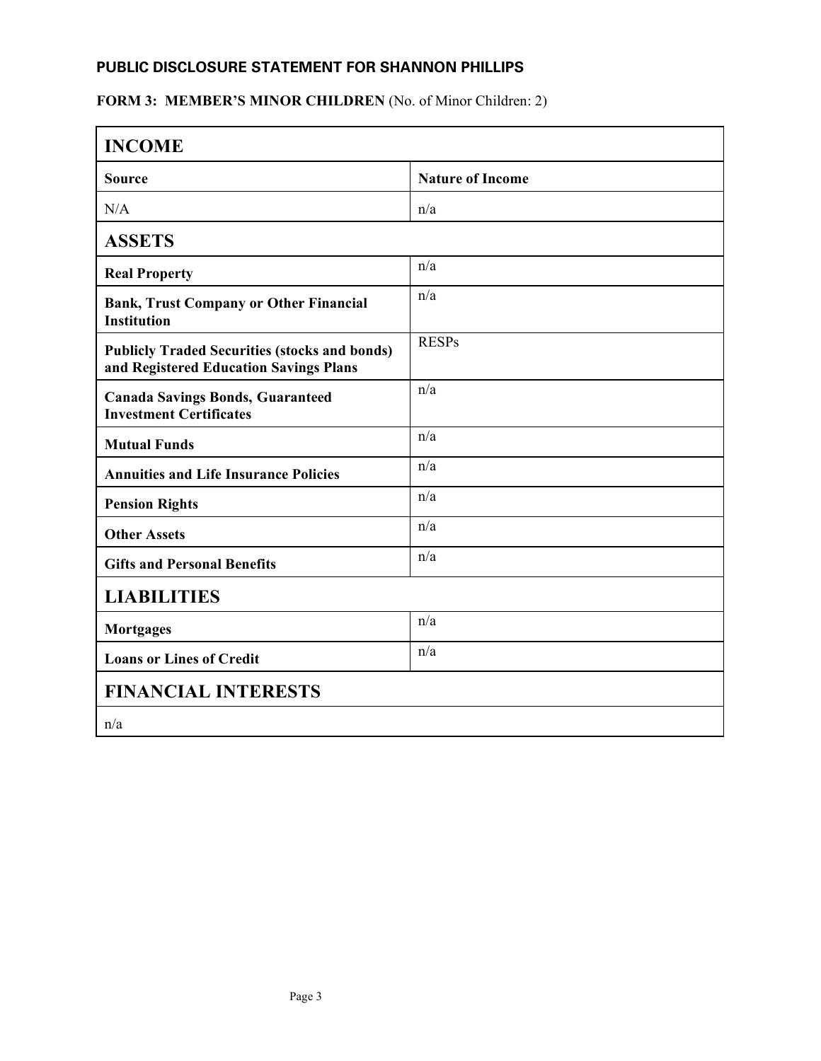## PUBLIC DISCLOSURE STATEMENT FOR SHANNON PHILLIPS

**FORM 3: MEMBER'S MINOR CHILDREN** (No. of Minor Children: 2)

| **INCOME** | |
|---|---|
| **Source** | **Nature of Income** |
| N/A | n/a |
| **ASSETS** | |
| **Real Property** | n/a |
| **Bank, Trust Company or Other Financial Institution** | n/a |
| **Publicly Traded Securities (stocks and bonds) and Registered Education Savings Plans** | RESPs |
| **Canada Savings Bonds, Guaranteed Investment Certificates** | n/a |
| **Mutual Funds** | n/a |
| **Annuities and Life Insurance Policies** | n/a |
| **Pension Rights** | n/a |
| **Other Assets** | n/a |
| **Gifts and Personal Benefits** | n/a |
| **LIABILITIES** | |
| **Mortgages** | n/a |
| **Loans or Lines of Credit** | n/a |
| **FINANCIAL INTERESTS** | |
| n/a | |